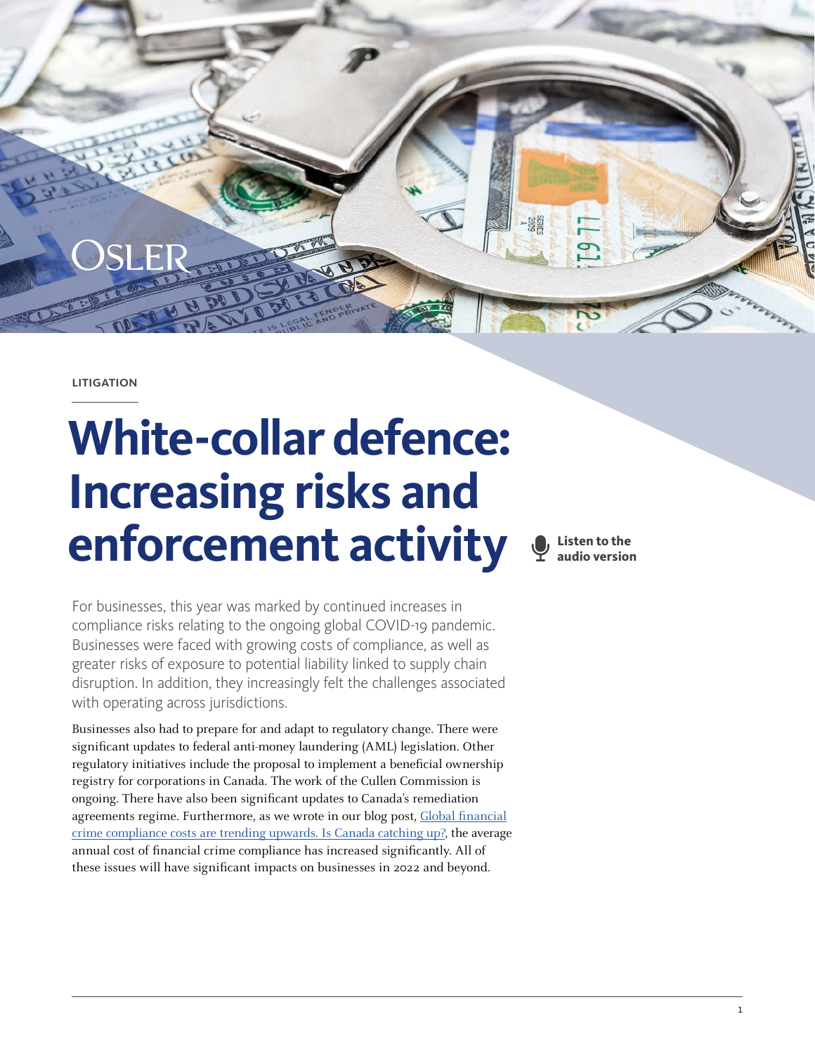LITIGATION

# White-collar defence: Increasing risks and enforcement activity

Listen to the audio version

For businesses, this year was marked by continued increases in compliance risks relating to the ongoing global COVID-19 pandemic. Businesses were faced with growing costs of compliance, as well as greater risks of exposure to potential liability linked to supply chain disruption. In addition, they increasingly felt the challenges associated with operating across jurisdictions.

Businesses also had to prepare for and adapt to regulatory change. There were significant updates to federal anti-money laundering (AML) legislation. Other regulatory initiatives include the proposal to implement a beneficial ownership registry for corporations in Canada. The work of the Cullen Commission is ongoing. There have also been significant updates to Canada's remediation agreements regime. Furthermore, as we wrote in our blog post, Global financial crime compliance costs are trending upwards. Is Canada catching up?, the average annual cost of financial crime compliance has increased significantly. All of these issues will have significant impacts on businesses in 2022 and beyond.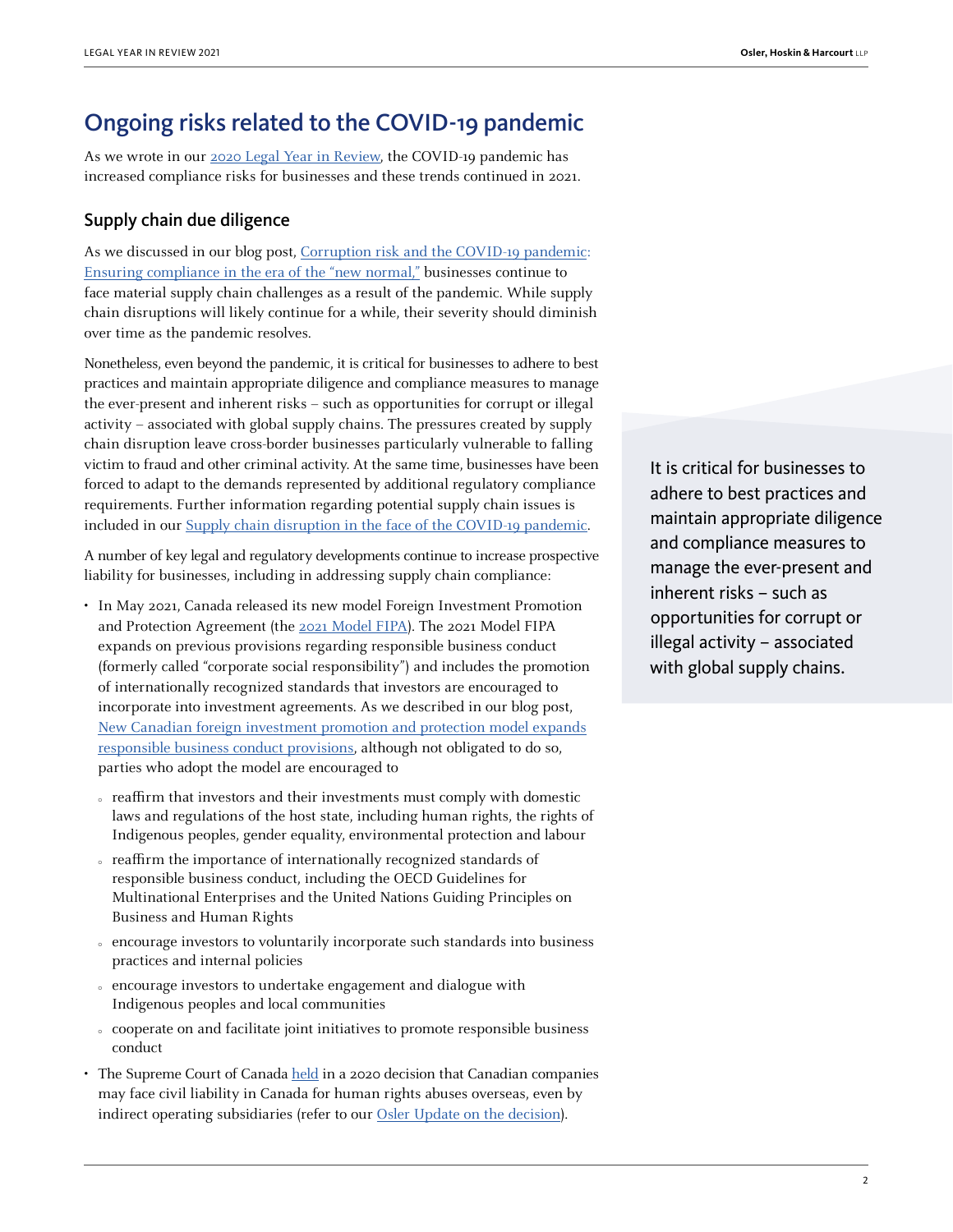## Ongoing risks related to the COVID-19 pandemic

As we wrote in our 2020 Legal Year in Review, the COVID-19 pandemic has increased compliance risks for businesses and these trends continued in 2021.

### Supply chain due diligence

As we discussed in our blog post, Corruption risk and the COVID-19 pandemic: Ensuring compliance in the era of the "new normal," businesses continue to face material supply chain challenges as a result of the pandemic. While supply chain disruptions will likely continue for a while, their severity should diminish over time as the pandemic resolves.

Nonetheless, even beyond the pandemic, it is critical for businesses to adhere to best practices and maintain appropriate diligence and compliance measures to manage the ever-present and inherent risks – such as opportunities for corrupt or illegal activity – associated with global supply chains. The pressures created by supply chain disruption leave cross-border businesses particularly vulnerable to falling victim to fraud and other criminal activity. At the same time, businesses have been forced to adapt to the demands represented by additional regulatory compliance requirements. Further information regarding potential supply chain issues is included in our Supply chain disruption in the face of the COVID-19 pandemic.

> It is critical for businesses to adhere to best practices and maintain appropriate diligence and compliance measures to manage the ever-present and inherent risks – such as opportunities for corrupt or illegal activity – associated with global supply chains.

A number of key legal and regulatory developments continue to increase prospective liability for businesses, including in addressing supply chain compliance:

- In May 2021, Canada released its new model Foreign Investment Promotion and Protection Agreement (the 2021 Model FIPA). The 2021 Model FIPA expands on previous provisions regarding responsible business conduct (formerly called "corporate social responsibility") and includes the promotion of internationally recognized standards that investors are encouraged to incorporate into investment agreements. As we described in our blog post, New Canadian foreign investment promotion and protection model expands responsible business conduct provisions, although not obligated to do so, parties who adopt the model are encouraged to
  - reaffirm that investors and their investments must comply with domestic laws and regulations of the host state, including human rights, the rights of Indigenous peoples, gender equality, environmental protection and labour
  - reaffirm the importance of internationally recognized standards of responsible business conduct, including the OECD Guidelines for Multinational Enterprises and the United Nations Guiding Principles on Business and Human Rights
  - encourage investors to voluntarily incorporate such standards into business practices and internal policies
  - encourage investors to undertake engagement and dialogue with Indigenous peoples and local communities
  - cooperate on and facilitate joint initiatives to promote responsible business conduct
- The Supreme Court of Canada held in a 2020 decision that Canadian companies may face civil liability in Canada for human rights abuses overseas, even by indirect operating subsidiaries (refer to our Osler Update on the decision).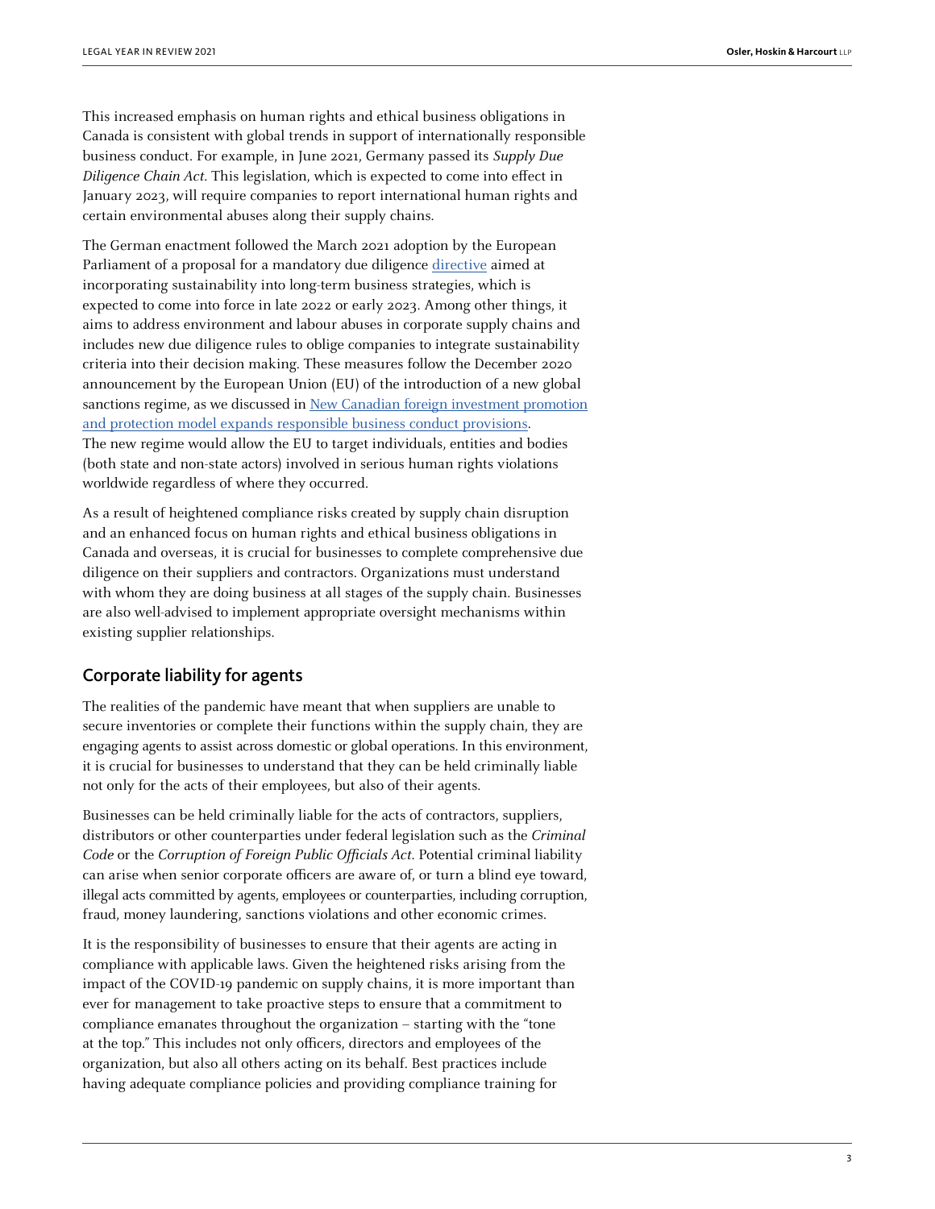This increased emphasis on human rights and ethical business obligations in Canada is consistent with global trends in support of internationally responsible business conduct. For example, in June 2021, Germany passed its *Supply Due Diligence Chain Act*. This legislation, which is expected to come into effect in January 2023, will require companies to report international human rights and certain environmental abuses along their supply chains.

The German enactment followed the March 2021 adoption by the European Parliament of a proposal for a mandatory due diligence directive aimed at incorporating sustainability into long-term business strategies, which is expected to come into force in late 2022 or early 2023. Among other things, it aims to address environment and labour abuses in corporate supply chains and includes new due diligence rules to oblige companies to integrate sustainability criteria into their decision making. These measures follow the December 2020 announcement by the European Union (EU) of the introduction of a new global sanctions regime, as we discussed in New Canadian foreign investment promotion and protection model expands responsible business conduct provisions. The new regime would allow the EU to target individuals, entities and bodies (both state and non-state actors) involved in serious human rights violations worldwide regardless of where they occurred.

As a result of heightened compliance risks created by supply chain disruption and an enhanced focus on human rights and ethical business obligations in Canada and overseas, it is crucial for businesses to complete comprehensive due diligence on their suppliers and contractors. Organizations must understand with whom they are doing business at all stages of the supply chain. Businesses are also well-advised to implement appropriate oversight mechanisms within existing supplier relationships.

## Corporate liability for agents

The realities of the pandemic have meant that when suppliers are unable to secure inventories or complete their functions within the supply chain, they are engaging agents to assist across domestic or global operations. In this environment, it is crucial for businesses to understand that they can be held criminally liable not only for the acts of their employees, but also of their agents.

Businesses can be held criminally liable for the acts of contractors, suppliers, distributors or other counterparties under federal legislation such as the *Criminal Code* or the *Corruption of Foreign Public Officials Act*. Potential criminal liability can arise when senior corporate officers are aware of, or turn a blind eye toward, illegal acts committed by agents, employees or counterparties, including corruption, fraud, money laundering, sanctions violations and other economic crimes.

It is the responsibility of businesses to ensure that their agents are acting in compliance with applicable laws. Given the heightened risks arising from the impact of the COVID-19 pandemic on supply chains, it is more important than ever for management to take proactive steps to ensure that a commitment to compliance emanates throughout the organization – starting with the "tone at the top." This includes not only officers, directors and employees of the organization, but also all others acting on its behalf. Best practices include having adequate compliance policies and providing compliance training for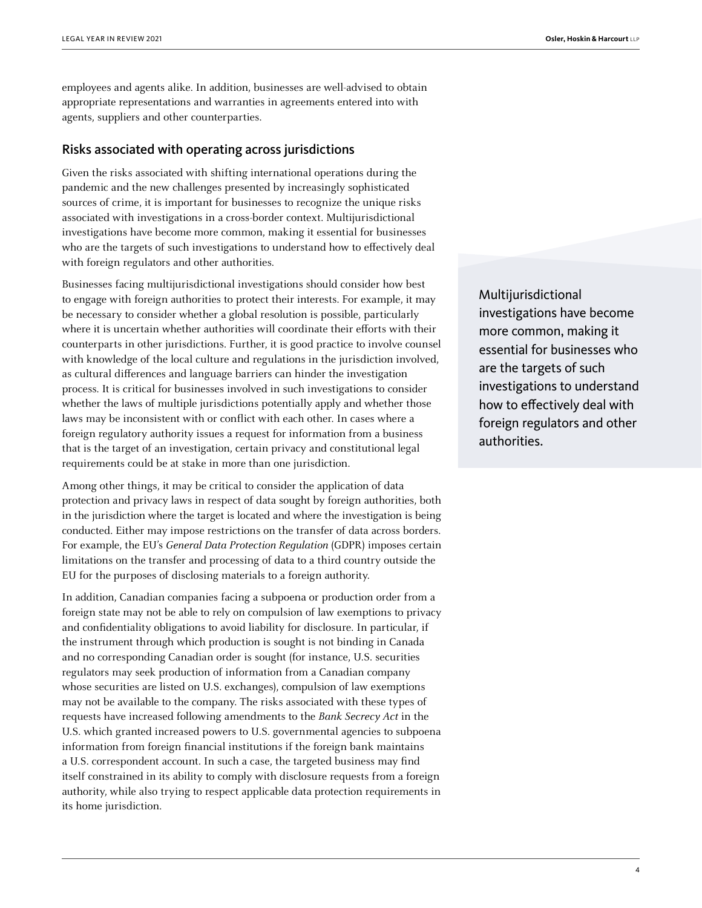employees and agents alike. In addition, businesses are well-advised to obtain appropriate representations and warranties in agreements entered into with agents, suppliers and other counterparties.

## Risks associated with operating across jurisdictions

Given the risks associated with shifting international operations during the pandemic and the new challenges presented by increasingly sophisticated sources of crime, it is important for businesses to recognize the unique risks associated with investigations in a cross-border context. Multijurisdictional investigations have become more common, making it essential for businesses who are the targets of such investigations to understand how to effectively deal with foreign regulators and other authorities.

> Multijurisdictional investigations have become more common, making it essential for businesses who are the targets of such investigations to understand how to effectively deal with foreign regulators and other authorities.

Businesses facing multijurisdictional investigations should consider how best to engage with foreign authorities to protect their interests. For example, it may be necessary to consider whether a global resolution is possible, particularly where it is uncertain whether authorities will coordinate their efforts with their counterparts in other jurisdictions. Further, it is good practice to involve counsel with knowledge of the local culture and regulations in the jurisdiction involved, as cultural differences and language barriers can hinder the investigation process. It is critical for businesses involved in such investigations to consider whether the laws of multiple jurisdictions potentially apply and whether those laws may be inconsistent with or conflict with each other. In cases where a foreign regulatory authority issues a request for information from a business that is the target of an investigation, certain privacy and constitutional legal requirements could be at stake in more than one jurisdiction.

Among other things, it may be critical to consider the application of data protection and privacy laws in respect of data sought by foreign authorities, both in the jurisdiction where the target is located and where the investigation is being conducted. Either may impose restrictions on the transfer of data across borders. For example, the EU's *General Data Protection Regulation* (GDPR) imposes certain limitations on the transfer and processing of data to a third country outside the EU for the purposes of disclosing materials to a foreign authority.

In addition, Canadian companies facing a subpoena or production order from a foreign state may not be able to rely on compulsion of law exemptions to privacy and confidentiality obligations to avoid liability for disclosure. In particular, if the instrument through which production is sought is not binding in Canada and no corresponding Canadian order is sought (for instance, U.S. securities regulators may seek production of information from a Canadian company whose securities are listed on U.S. exchanges), compulsion of law exemptions may not be available to the company. The risks associated with these types of requests have increased following amendments to the *Bank Secrecy Act* in the U.S. which granted increased powers to U.S. governmental agencies to subpoena information from foreign financial institutions if the foreign bank maintains a U.S. correspondent account. In such a case, the targeted business may find itself constrained in its ability to comply with disclosure requests from a foreign authority, while also trying to respect applicable data protection requirements in its home jurisdiction.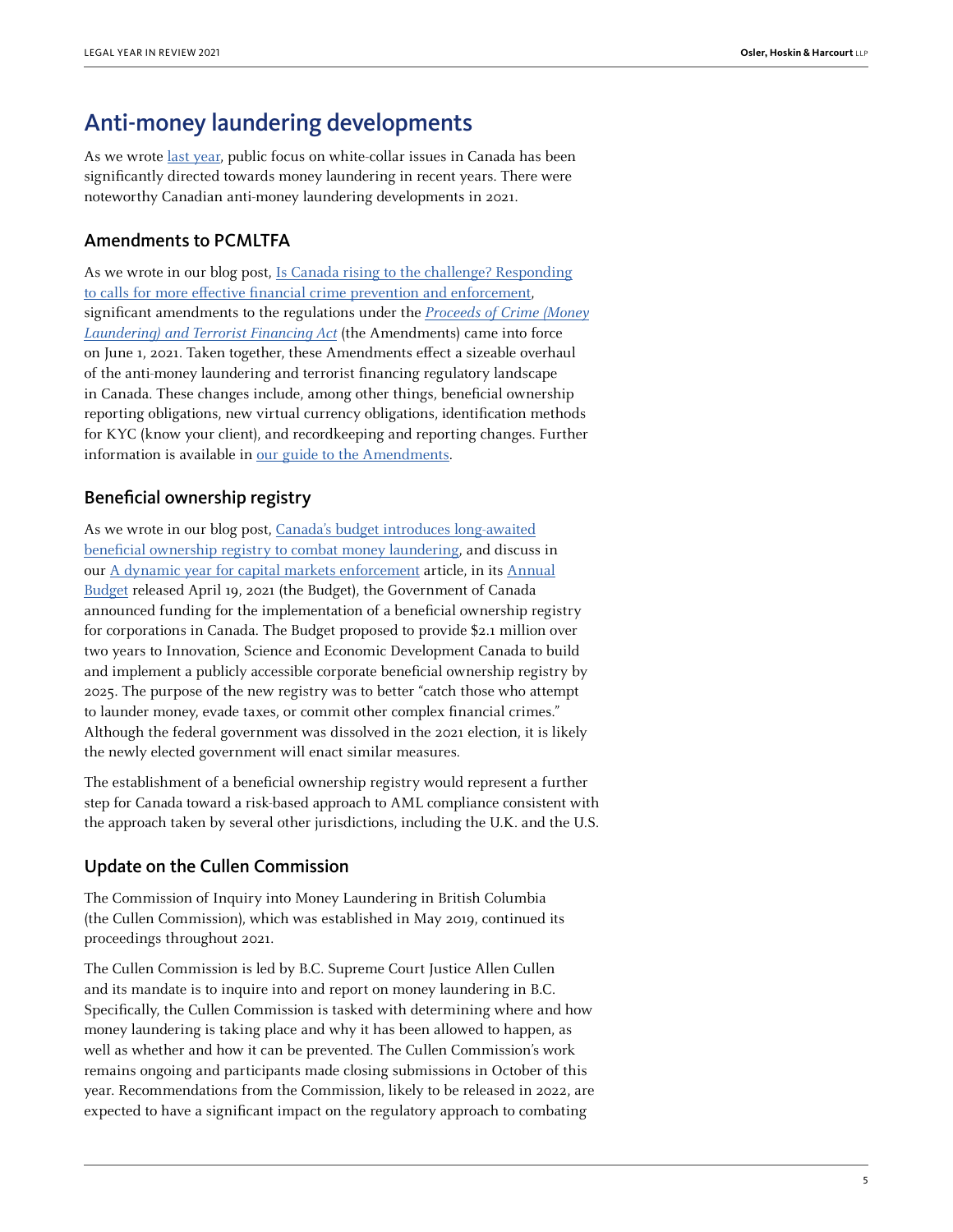# Anti-money laundering developments

As we wrote last year, public focus on white-collar issues in Canada has been significantly directed towards money laundering in recent years. There were noteworthy Canadian anti-money laundering developments in 2021.

## Amendments to PCMLTFA

As we wrote in our blog post, Is Canada rising to the challenge? Responding to calls for more effective financial crime prevention and enforcement, significant amendments to the regulations under the *Proceeds of Crime (Money Laundering) and Terrorist Financing Act* (the Amendments) came into force on June 1, 2021. Taken together, these Amendments effect a sizeable overhaul of the anti-money laundering and terrorist financing regulatory landscape in Canada. These changes include, among other things, beneficial ownership reporting obligations, new virtual currency obligations, identification methods for KYC (know your client), and recordkeeping and reporting changes. Further information is available in our guide to the Amendments.

## Beneficial ownership registry

As we wrote in our blog post, Canada's budget introduces long-awaited beneficial ownership registry to combat money laundering, and discuss in our A dynamic year for capital markets enforcement article, in its Annual Budget released April 19, 2021 (the Budget), the Government of Canada announced funding for the implementation of a beneficial ownership registry for corporations in Canada. The Budget proposed to provide $2.1 million over two years to Innovation, Science and Economic Development Canada to build and implement a publicly accessible corporate beneficial ownership registry by 2025. The purpose of the new registry was to better "catch those who attempt to launder money, evade taxes, or commit other complex financial crimes." Although the federal government was dissolved in the 2021 election, it is likely the newly elected government will enact similar measures.

The establishment of a beneficial ownership registry would represent a further step for Canada toward a risk-based approach to AML compliance consistent with the approach taken by several other jurisdictions, including the U.K. and the U.S.

## Update on the Cullen Commission

The Commission of Inquiry into Money Laundering in British Columbia (the Cullen Commission), which was established in May 2019, continued its proceedings throughout 2021.

The Cullen Commission is led by B.C. Supreme Court Justice Allen Cullen and its mandate is to inquire into and report on money laundering in B.C. Specifically, the Cullen Commission is tasked with determining where and how money laundering is taking place and why it has been allowed to happen, as well as whether and how it can be prevented. The Cullen Commission's work remains ongoing and participants made closing submissions in October of this year. Recommendations from the Commission, likely to be released in 2022, are expected to have a significant impact on the regulatory approach to combating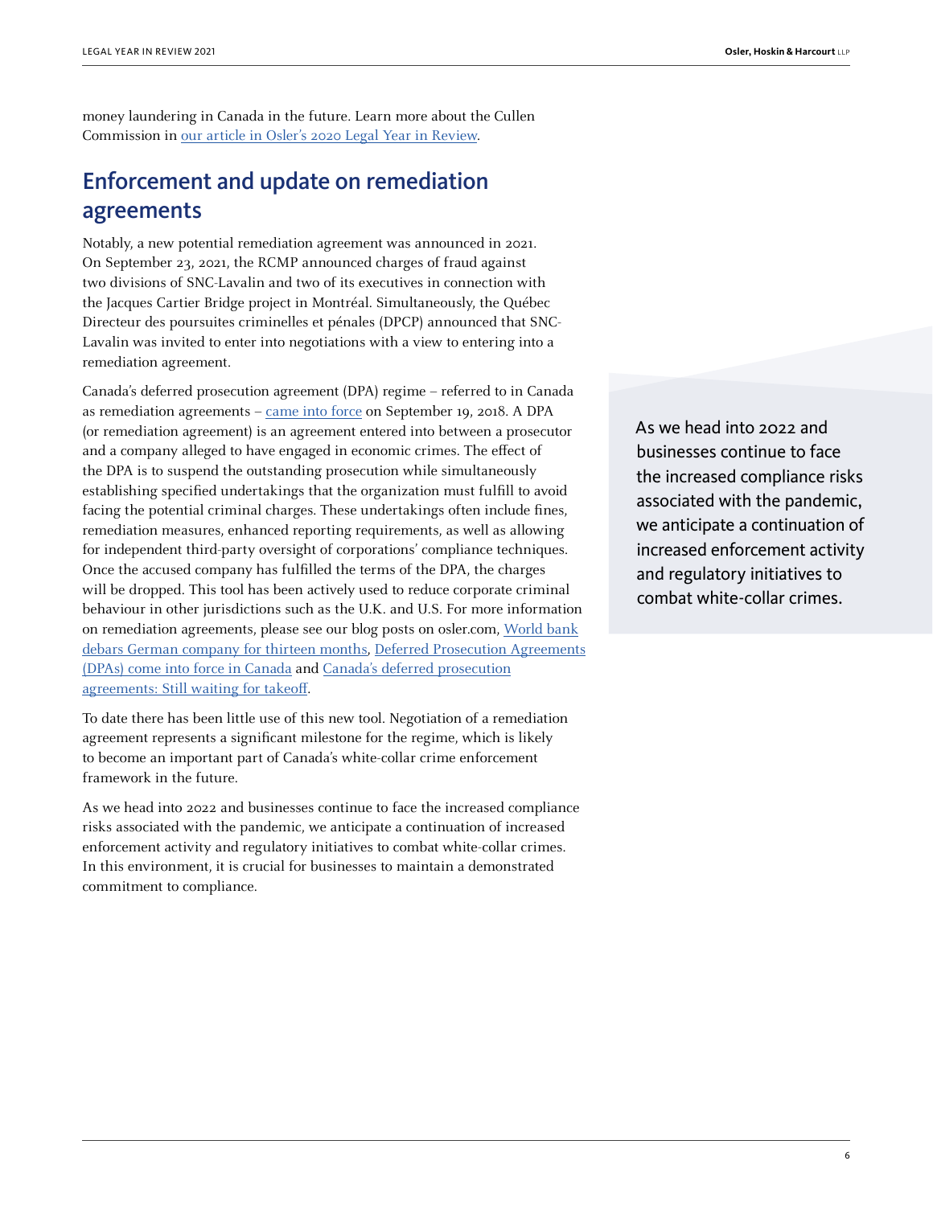money laundering in Canada in the future. Learn more about the Cullen Commission in our article in Osler's 2020 Legal Year in Review.

## Enforcement and update on remediation agreements

Notably, a new potential remediation agreement was announced in 2021. On September 23, 2021, the RCMP announced charges of fraud against two divisions of SNC-Lavalin and two of its executives in connection with the Jacques Cartier Bridge project in Montréal. Simultaneously, the Québec Directeur des poursuites criminelles et pénales (DPCP) announced that SNC-Lavalin was invited to enter into negotiations with a view to entering into a remediation agreement.

Canada's deferred prosecution agreement (DPA) regime – referred to in Canada as remediation agreements – came into force on September 19, 2018. A DPA (or remediation agreement) is an agreement entered into between a prosecutor and a company alleged to have engaged in economic crimes. The effect of the DPA is to suspend the outstanding prosecution while simultaneously establishing specified undertakings that the organization must fulfill to avoid facing the potential criminal charges. These undertakings often include fines, remediation measures, enhanced reporting requirements, as well as allowing for independent third-party oversight of corporations' compliance techniques. Once the accused company has fulfilled the terms of the DPA, the charges will be dropped. This tool has been actively used to reduce corporate criminal behaviour in other jurisdictions such as the U.K. and U.S. For more information on remediation agreements, please see our blog posts on osler.com, World bank debars German company for thirteen months, Deferred Prosecution Agreements (DPAs) come into force in Canada and Canada's deferred prosecution agreements: Still waiting for takeoff.

To date there has been little use of this new tool. Negotiation of a remediation agreement represents a significant milestone for the regime, which is likely to become an important part of Canada's white-collar crime enforcement framework in the future.

As we head into 2022 and businesses continue to face the increased compliance risks associated with the pandemic, we anticipate a continuation of increased enforcement activity and regulatory initiatives to combat white-collar crimes. In this environment, it is crucial for businesses to maintain a demonstrated commitment to compliance.

> As we head into 2022 and businesses continue to face the increased compliance risks associated with the pandemic, we anticipate a continuation of increased enforcement activity and regulatory initiatives to combat white-collar crimes.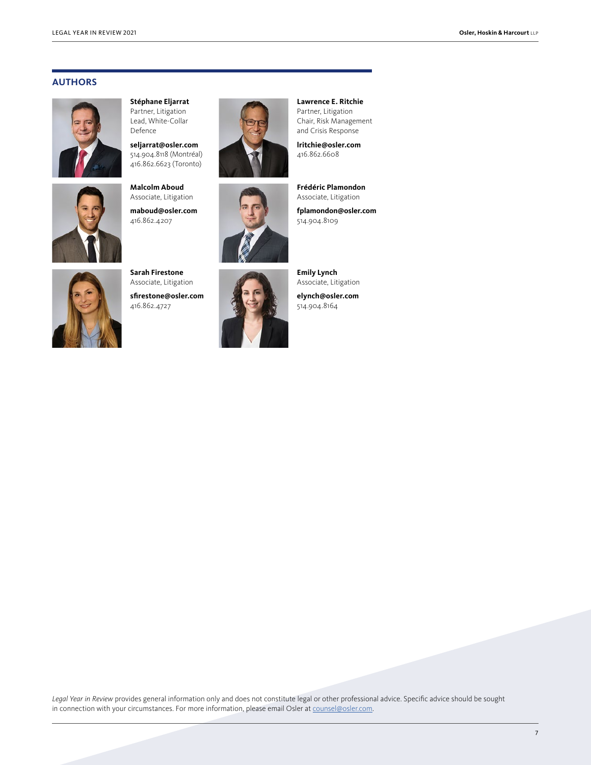## AUTHORS

**Stéphane Eljarrat**
Partner, Litigation
Lead, White-Collar Defence

**seljarrat@osler.com**
514.904.8118 (Montréal)
416.862.6623 (Toronto)

**Lawrence E. Ritchie**
Partner, Litigation
Chair, Risk Management and Crisis Response

**lritchie@osler.com**
416.862.6608

**Malcolm Aboud**
Associate, Litigation

**maboud@osler.com**
416.862.4207

**Frédéric Plamondon**
Associate, Litigation

**fplamondon@osler.com**
514.904.8109

**Sarah Firestone**
Associate, Litigation

**sfirestone@osler.com**
416.862.4727

**Emily Lynch**
Associate, Litigation

**elynch@osler.com**
514.904.8164

*Legal Year in Review* provides general information only and does not constitute legal or other professional advice. Specific advice should be sought in connection with your circumstances. For more information, please email Osler at counsel@osler.com.